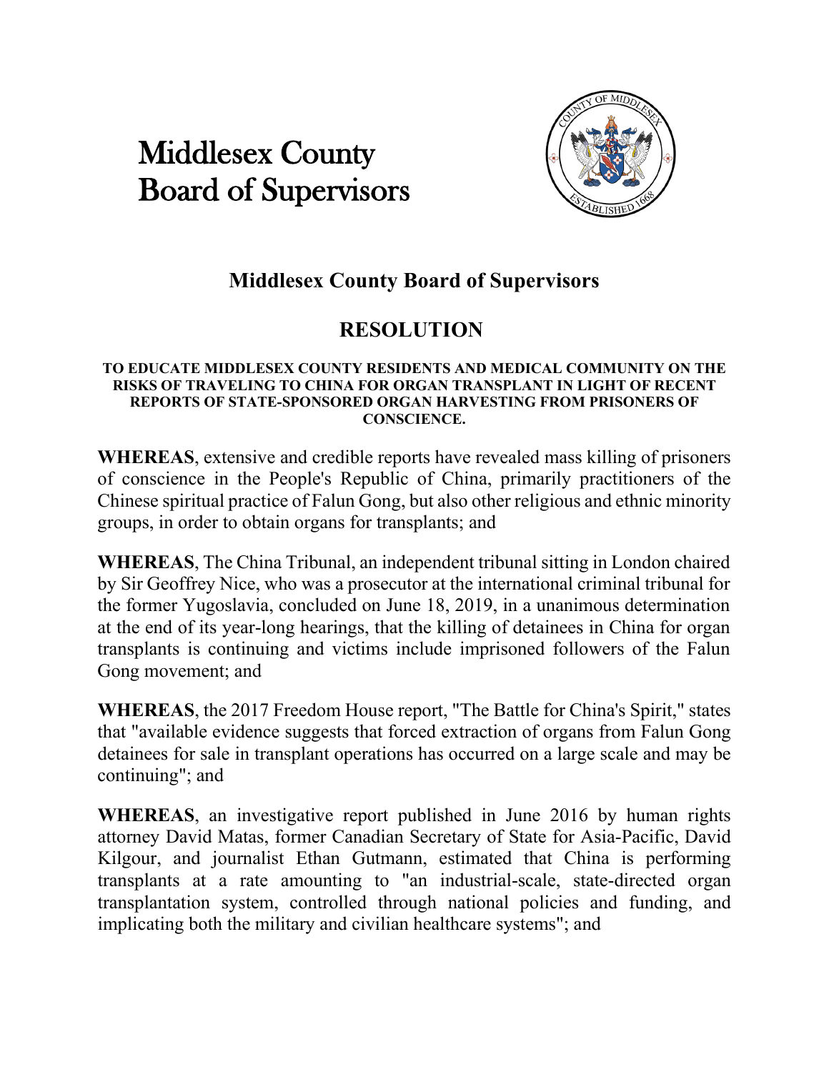# Middlesex County Board of Supervisors

## Middlesex County Board of Supervisors

## RESOLUTION

**TO EDUCATE MIDDLESEX COUNTY RESIDENTS AND MEDICAL COMMUNITY ON THE RISKS OF TRAVELING TO CHINA FOR ORGAN TRANSPLANT IN LIGHT OF RECENT REPORTS OF STATE-SPONSORED ORGAN HARVESTING FROM PRISONERS OF CONSCIENCE.**

**WHEREAS**, extensive and credible reports have revealed mass killing of prisoners of conscience in the People's Republic of China, primarily practitioners of the Chinese spiritual practice of Falun Gong, but also other religious and ethnic minority groups, in order to obtain organs for transplants; and

**WHEREAS**, The China Tribunal, an independent tribunal sitting in London chaired by Sir Geoffrey Nice, who was a prosecutor at the international criminal tribunal for the former Yugoslavia, concluded on June 18, 2019, in a unanimous determination at the end of its year-long hearings, that the killing of detainees in China for organ transplants is continuing and victims include imprisoned followers of the Falun Gong movement; and

**WHEREAS**, the 2017 Freedom House report, "The Battle for China's Spirit," states that "available evidence suggests that forced extraction of organs from Falun Gong detainees for sale in transplant operations has occurred on a large scale and may be continuing"; and

**WHEREAS**, an investigative report published in June 2016 by human rights attorney David Matas, former Canadian Secretary of State for Asia-Pacific, David Kilgour, and journalist Ethan Gutmann, estimated that China is performing transplants at a rate amounting to "an industrial-scale, state-directed organ transplantation system, controlled through national policies and funding, and implicating both the military and civilian healthcare systems"; and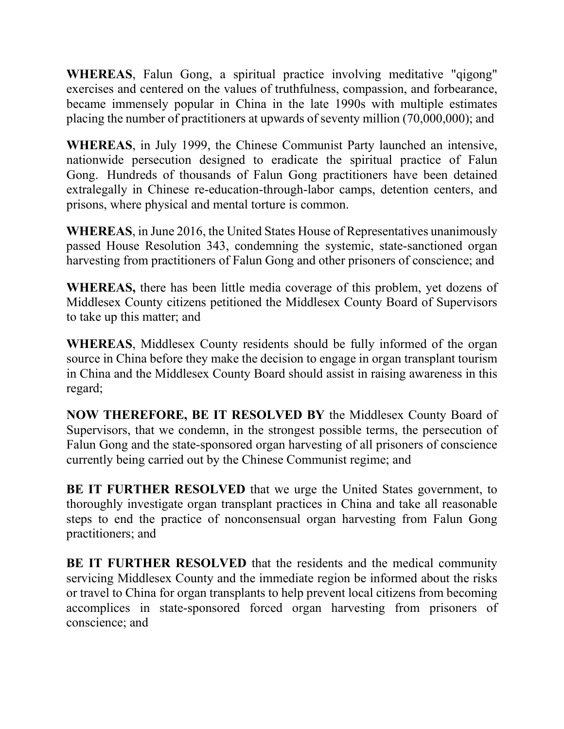**WHEREAS**, Falun Gong, a spiritual practice involving meditative "qigong" exercises and centered on the values of truthfulness, compassion, and forbearance, became immensely popular in China in the late 1990s with multiple estimates placing the number of practitioners at upwards of seventy million (70,000,000); and

**WHEREAS**, in July 1999, the Chinese Communist Party launched an intensive, nationwide persecution designed to eradicate the spiritual practice of Falun Gong. Hundreds of thousands of Falun Gong practitioners have been detained extralegally in Chinese re-education-through-labor camps, detention centers, and prisons, where physical and mental torture is common.

**WHEREAS**, in June 2016, the United States House of Representatives unanimously passed House Resolution 343, condemning the systemic, state-sanctioned organ harvesting from practitioners of Falun Gong and other prisoners of conscience; and

**WHEREAS,** there has been little media coverage of this problem, yet dozens of Middlesex County citizens petitioned the Middlesex County Board of Supervisors to take up this matter; and

**WHEREAS**, Middlesex County residents should be fully informed of the organ source in China before they make the decision to engage in organ transplant tourism in China and the Middlesex County Board should assist in raising awareness in this regard;

**NOW THEREFORE, BE IT RESOLVED BY** the Middlesex County Board of Supervisors, that we condemn, in the strongest possible terms, the persecution of Falun Gong and the state-sponsored organ harvesting of all prisoners of conscience currently being carried out by the Chinese Communist regime; and

**BE IT FURTHER RESOLVED** that we urge the United States government, to thoroughly investigate organ transplant practices in China and take all reasonable steps to end the practice of nonconsensual organ harvesting from Falun Gong practitioners; and

**BE IT FURTHER RESOLVED** that the residents and the medical community servicing Middlesex County and the immediate region be informed about the risks or travel to China for organ transplants to help prevent local citizens from becoming accomplices in state-sponsored forced organ harvesting from prisoners of conscience; and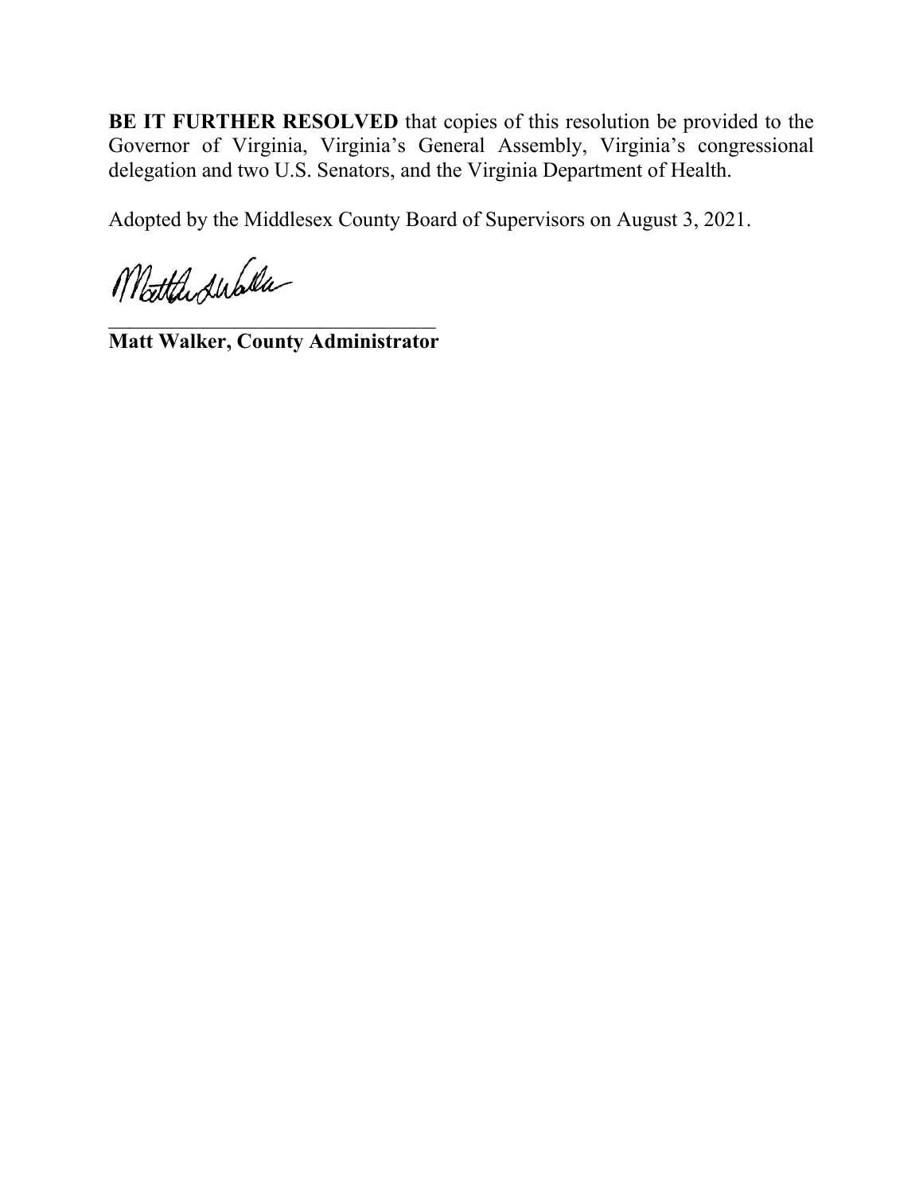**BE IT FURTHER RESOLVED** that copies of this resolution be provided to the Governor of Virginia, Virginia's General Assembly, Virginia's congressional delegation and two U.S. Senators, and the Virginia Department of Health.

Adopted by the Middlesex County Board of Supervisors on August 3, 2021.

\_\_\_\_\_\_\_\_\_\_\_\_\_\_\_\_\_\_\_\_\_\_\_\_\_\_\_\_\_\_\_\_\_\_

**Matt Walker, County Administrator**